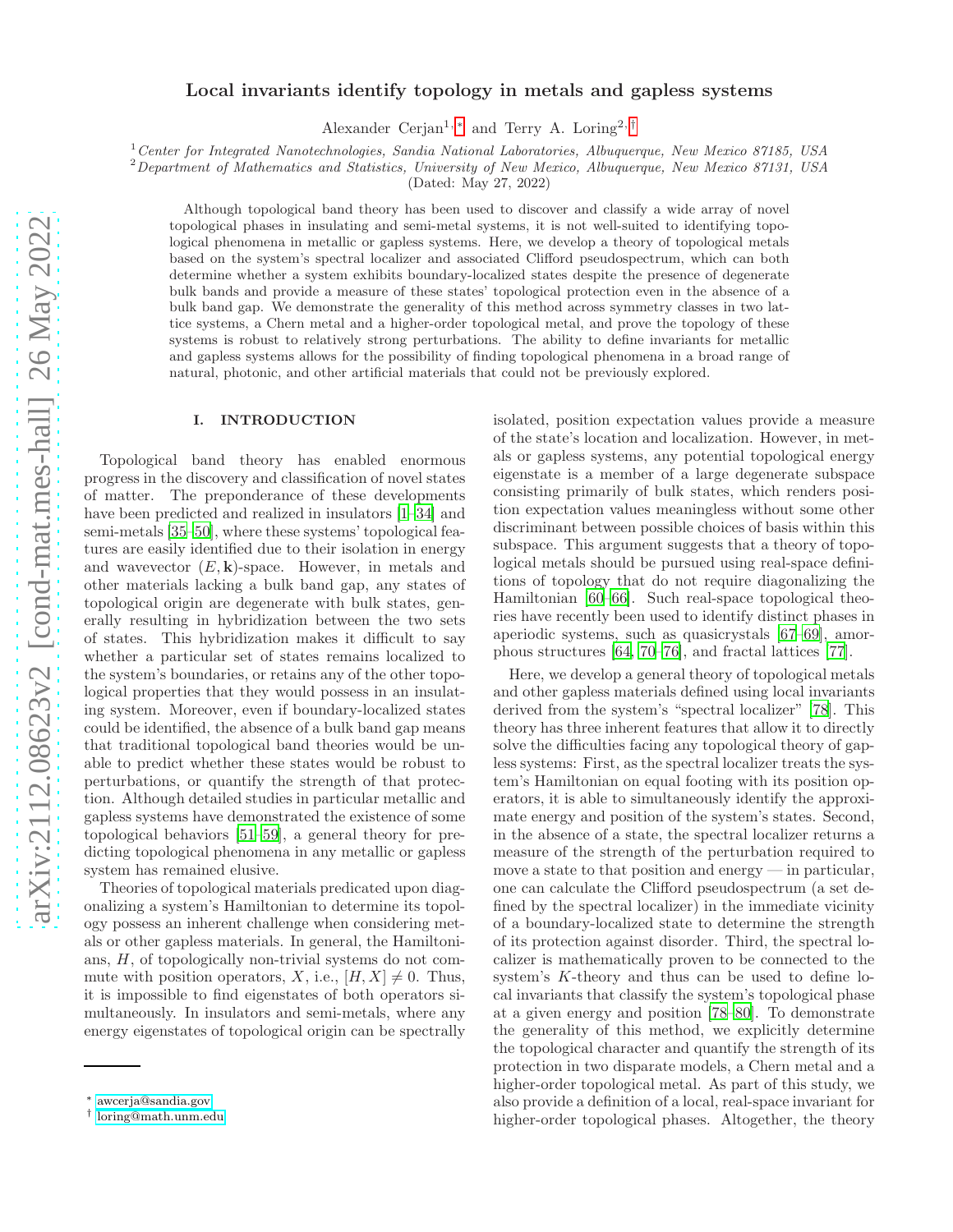# Local invariants identify topology in metals and gapless systems

Alexander Cerjan[1,*] and Terry A. Loring[2,†]

[1] *Center for Integrated Nanotechnologies, Sandia National Laboratories, Albuquerque, New Mexico 87185, USA*
[2] *Department of Mathematics and Statistics, University of New Mexico, Albuquerque, New Mexico 87131, USA*

(Dated: May 27, 2022)

Although topological band theory has been used to discover and classify a wide array of novel topological phases in insulating and semi-metal systems, it is not well-suited to identifying topological phenomena in metallic or gapless systems. Here, we develop a theory of topological metals based on the system's spectral localizer and associated Clifford pseudospectrum, which can both determine whether a system exhibits boundary-localized states despite the presence of degenerate bulk bands and provide a measure of these states' topological protection even in the absence of a bulk band gap. We demonstrate the generality of this method across symmetry classes in two lattice systems, a Chern metal and a higher-order topological metal, and prove the topology of these systems is robust to relatively strong perturbations. The ability to define invariants for metallic and gapless systems allows for the possibility of finding topological phenomena in a broad range of natural, photonic, and other artificial materials that could not be previously explored.

## I. INTRODUCTION

Topological band theory has enabled enormous progress in the discovery and classification of novel states of matter. The preponderance of these developments have been predicted and realized in insulators [1–34] and semi-metals [35–50], where these systems' topological features are easily identified due to their isolation in energy and wavevector $(E, \mathbf{k})$-space. However, in metals and other materials lacking a bulk band gap, any states of topological origin are degenerate with bulk states, generally resulting in hybridization between the two sets of states. This hybridization makes it difficult to say whether a particular set of states remains localized to the system's boundaries, or retains any of the other topological properties that they would possess in an insulating system. Moreover, even if boundary-localized states could be identified, the absence of a bulk band gap means that traditional topological band theories would be unable to predict whether these states would be robust to perturbations, or quantify the strength of that protection. Although detailed studies in particular metallic and gapless systems have demonstrated the existence of some topological behaviors [51–59], a general theory for predicting topological phenomena in any metallic or gapless system has remained elusive.

Theories of topological materials predicated upon diagonalizing a system's Hamiltonian to determine its topology possess an inherent challenge when considering metals or other gapless materials. In general, the Hamiltonians, $H$, of topologically non-trivial systems do not commute with position operators, $X$, i.e., $[H, X] \neq 0$. Thus, it is impossible to find eigenstates of both operators simultaneously. In insulators and semi-metals, where any energy eigenstates of topological origin can be spectrally isolated, position expectation values provide a measure of the state's location and localization. However, in metals or gapless systems, any potential topological energy eigenstate is a member of a large degenerate subspace consisting primarily of bulk states, which renders position expectation values meaningless without some other discriminant between possible choices of basis within this subspace. This argument suggests that a theory of topological metals should be pursued using real-space definitions of topology that do not require diagonalizing the Hamiltonian [60–66]. Such real-space topological theories have recently been used to identify distinct phases in aperiodic systems, such as quasicrystals [67–69], amorphous structures [64, 70–76], and fractal lattices [77].

Here, we develop a general theory of topological metals and other gapless materials defined using local invariants derived from the system's "spectral localizer" [78]. This theory has three inherent features that allow it to directly solve the difficulties facing any topological theory of gapless systems: First, as the spectral localizer treats the system's Hamiltonian on equal footing with its position operators, it is able to simultaneously identify the approximate energy and position of the system's states. Second, in the absence of a state, the spectral localizer returns a measure of the strength of the perturbation required to move a state to that position and energy — in particular, one can calculate the Clifford pseudospectrum (a set defined by the spectral localizer) in the immediate vicinity of a boundary-localized state to determine the strength of its protection against disorder. Third, the spectral localizer is mathematically proven to be connected to the system's $K$-theory and thus can be used to define local invariants that classify the system's topological phase at a given energy and position [78–80]. To demonstrate the generality of this method, we explicitly determine the topological character and quantify the strength of its protection in two disparate models, a Chern metal and a higher-order topological metal. As part of this study, we also provide a definition of a local, real-space invariant for higher-order topological phases. Altogether, the theory

* awcerja@sandia.gov
† loring@math.unm.edu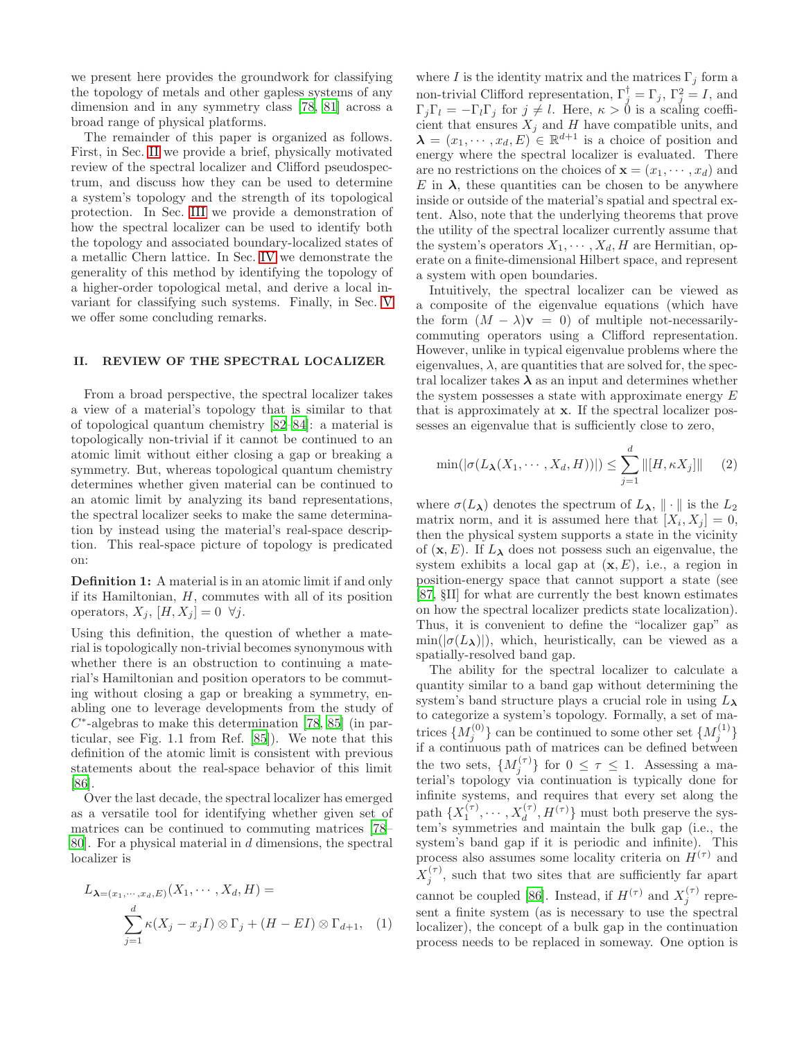we present here provides the groundwork for classifying the topology of metals and other gapless systems of any dimension and in any symmetry class [78, 81] across a broad range of physical platforms.

The remainder of this paper is organized as follows. First, in Sec. II we provide a brief, physically motivated review of the spectral localizer and Clifford pseudospectrum, and discuss how they can be used to determine a system's topology and the strength of its topological protection. In Sec. III we provide a demonstration of how the spectral localizer can be used to identify both the topology and associated boundary-localized states of a metallic Chern lattice. In Sec. IV we demonstrate the generality of this method by identifying the topology of a higher-order topological metal, and derive a local invariant for classifying such systems. Finally, in Sec. V we offer some concluding remarks.

## II. REVIEW OF THE SPECTRAL LOCALIZER

From a broad perspective, the spectral localizer takes a view of a material's topology that is similar to that of topological quantum chemistry [82–84]: a material is topologically non-trivial if it cannot be continued to an atomic limit without either closing a gap or breaking a symmetry. But, whereas topological quantum chemistry determines whether given material can be continued to an atomic limit by analyzing its band representations, the spectral localizer seeks to make the same determination by instead using the material's real-space description. This real-space picture of topology is predicated on:

**Definition 1:** A material is in an atomic limit if and only if its Hamiltonian, $H$, commutes with all of its position operators, $X_j$, $[H, X_j] = 0$ $\forall j$.

Using this definition, the question of whether a material is topologically non-trivial becomes synonymous with whether there is an obstruction to continuing a material's Hamiltonian and position operators to be commuting without closing a gap or breaking a symmetry, enabling one to leverage developments from the study of $C^*$-algebras to make this determination [78, 85] (in particular, see Fig. 1.1 from Ref. [85]). We note that this definition of the atomic limit is consistent with previous statements about the real-space behavior of this limit [86].

Over the last decade, the spectral localizer has emerged as a versatile tool for identifying whether given set of matrices can be continued to commuting matrices [78–80]. For a physical material in $d$ dimensions, the spectral localizer is

$$L_{\boldsymbol{\lambda}=(x_1,\cdots,x_d,E)}(X_1,\cdots,X_d,H) = \sum_{j=1}^{d} \kappa(X_j - x_j I)\otimes\Gamma_j + (H - EI)\otimes\Gamma_{d+1}, \quad (1)$$

where $I$ is the identity matrix and the matrices $\Gamma_j$ form a non-trivial Clifford representation, $\Gamma_j^\dagger = \Gamma_j$, $\Gamma_j^2 = I$, and $\Gamma_j\Gamma_l = -\Gamma_l\Gamma_j$ for $j \neq l$. Here, $\kappa > 0$ is a scaling coefficient that ensures $X_j$ and $H$ have compatible units, and $\boldsymbol{\lambda} = (x_1, \cdots, x_d, E) \in \mathbb{R}^{d+1}$ is a choice of position and energy where the spectral localizer is evaluated. There are no restrictions on the choices of $\mathbf{x} = (x_1, \cdots, x_d)$ and $E$ in $\boldsymbol{\lambda}$, these quantities can be chosen to be anywhere inside or outside of the material's spatial and spectral extent. Also, note that the underlying theorems that prove the utility of the spectral localizer currently assume that the system's operators $X_1, \cdots, X_d, H$ are Hermitian, operate on a finite-dimensional Hilbert space, and represent a system with open boundaries.

Intuitively, the spectral localizer can be viewed as a composite of the eigenvalue equations (which have the form $(M - \lambda)\mathbf{v} = 0$) of multiple not-necessarily-commuting operators using a Clifford representation. However, unlike in typical eigenvalue problems where the eigenvalues, $\lambda$, are quantities that are solved for, the spectral localizer takes $\boldsymbol{\lambda}$ as an input and determines whether the system possesses a state with approximate energy $E$ that is approximately at $\mathbf{x}$. If the spectral localizer possesses an eigenvalue that is sufficiently close to zero,

$$\min(|\sigma(L_{\boldsymbol{\lambda}}(X_1,\cdots,X_d,H))|) \leq \sum_{j=1}^{d} \|[H,\kappa X_j]\| \quad (2)$$

where $\sigma(L_{\boldsymbol{\lambda}})$ denotes the spectrum of $L_{\boldsymbol{\lambda}}$, $\|\cdot\|$ is the $L_2$ matrix norm, and it is assumed here that $[X_i, X_j] = 0$, then the physical system supports a state in the vicinity of $(\mathbf{x}, E)$. If $L_{\boldsymbol{\lambda}}$ does not possess such an eigenvalue, the system exhibits a local gap at $(\mathbf{x}, E)$, i.e., a region in position-energy space that cannot support a state (see [87, §II] for what are currently the best known estimates on how the spectral localizer predicts state localization). Thus, it is convenient to define the "localizer gap" as $\min(|\sigma(L_{\boldsymbol{\lambda}})|)$, which, heuristically, can be viewed as a spatially-resolved band gap.

The ability for the spectral localizer to calculate a quantity similar to a band gap without determining the system's band structure plays a crucial role in using $L_{\boldsymbol{\lambda}}$ to categorize a system's topology. Formally, a set of matrices $\{M_j^{(0)}\}$ can be continued to some other set $\{M_j^{(1)}\}$ if a continuous path of matrices can be defined between the two sets, $\{M_j^{(\tau)}\}$ for $0 \leq \tau \leq 1$. Assessing a material's topology via continuation is typically done for infinite systems, and requires that every set along the path $\{X_1^{(\tau)}, \cdots, X_d^{(\tau)}, H^{(\tau)}\}$ must both preserve the system's symmetries and maintain the bulk gap (i.e., the system's band gap if it is periodic and infinite). This process also assumes some locality criteria on $H^{(\tau)}$ and $X_j^{(\tau)}$, such that two sites that are sufficiently far apart cannot be coupled [86]. Instead, if $H^{(\tau)}$ and $X_j^{(\tau)}$ represent a finite system (as is necessary to use the spectral localizer), the concept of a bulk gap in the continuation process needs to be replaced in someway. One option is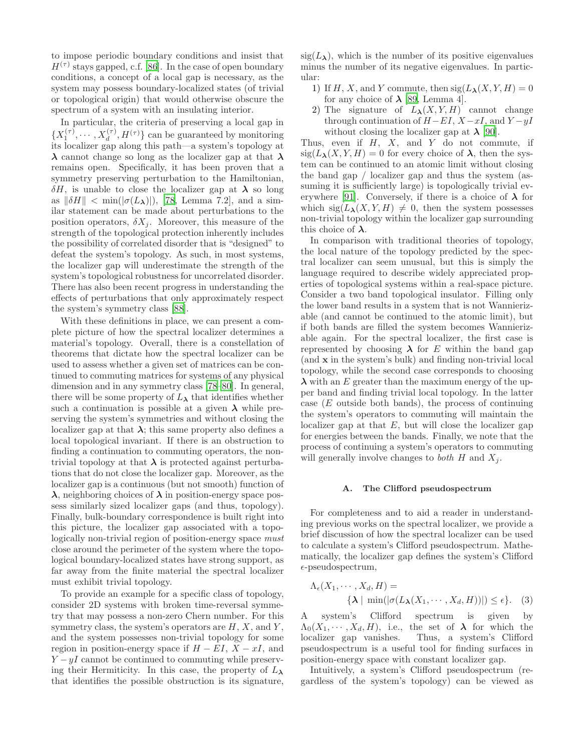to impose periodic boundary conditions and insist that $H^{(\tau)}$ stays gapped, c.f. [86]. In the case of open boundary conditions, a concept of a local gap is necessary, as the system may possess boundary-localized states (of trivial or topological origin) that would otherwise obscure the spectrum of a system with an insulating interior.

In particular, the criteria of preserving a local gap in $\{X_1^{(\tau)}, \cdots, X_d^{(\tau)}, H^{(\tau)}\}$ can be guaranteed by monitoring its localizer gap along this path—a system's topology at $\boldsymbol{\lambda}$ cannot change so long as the localizer gap at that $\boldsymbol{\lambda}$ remains open. Specifically, it has been proven that a symmetry preserving perturbation to the Hamiltonian, $\delta H$, is unable to close the localizer gap at $\boldsymbol{\lambda}$ so long as $\|\delta H\| < \min(|\sigma(L_{\boldsymbol{\lambda}})|)$, [78, Lemma 7.2], and a similar statement can be made about perturbations to the position operators, $\delta X_j$. Moreover, this measure of the strength of the topological protection inherently includes the possibility of correlated disorder that is "designed" to defeat the system's topology. As such, in most systems, the localizer gap will underestimate the strength of the system's topological robustness for uncorrelated disorder. There has also been recent progress in understanding the effects of perturbations that only approximately respect the system's symmetry class [88].

With these definitions in place, we can present a complete picture of how the spectral localizer determines a material's topology. Overall, there is a constellation of theorems that dictate how the spectral localizer can be used to assess whether a given set of matrices can be continued to commuting matrices for systems of any physical dimension and in any symmetry class [78–80]. In general, there will be some property of $L_{\boldsymbol{\lambda}}$ that identifies whether such a continuation is possible at a given $\boldsymbol{\lambda}$ while preserving the system's symmetries and without closing the localizer gap at that $\boldsymbol{\lambda}$; this same property also defines a local topological invariant. If there is an obstruction to finding a continuation to commuting operators, the non-trivial topology at that $\boldsymbol{\lambda}$ is protected against perturbations that do not close the localizer gap. Moreover, as the localizer gap is a continuous (but not smooth) function of $\boldsymbol{\lambda}$, neighboring choices of $\boldsymbol{\lambda}$ in position-energy space possess similarly sized localizer gaps (and thus, topology). Finally, bulk-boundary correspondence is built right into this picture, the localizer gap associated with a topologically non-trivial region of position-energy space *must* close around the perimeter of the system where the topological boundary-localized states have strong support, as far away from the finite material the spectral localizer must exhibit trivial topology.

To provide an example for a specific class of topology, consider 2D systems with broken time-reversal symmetry that may possess a non-zero Chern number. For this symmetry class, the system's operators are $H$, $X$, and $Y$, and the system possesses non-trivial topology for some region in position-energy space if $H - EI$, $X - xI$, and $Y - yI$ cannot be continued to commuting while preserving their Hermiticity. In this case, the property of $L_{\boldsymbol{\lambda}}$ that identifies the possible obstruction is its signature, $\text{sig}(L_{\boldsymbol{\lambda}})$, which is the number of its positive eigenvalues minus the number of its negative eigenvalues. In particular:

1) If $H$, $X$, and $Y$ commute, then $\text{sig}(L_{\boldsymbol{\lambda}}(X, Y, H) = 0$ for any choice of $\boldsymbol{\lambda}$ [89, Lemma 4].
2) The signature of $L_{\boldsymbol{\lambda}}(X, Y, H)$ cannot change through continuation of $H - EI$, $X - xI$, and $Y - yI$ without closing the localizer gap at $\boldsymbol{\lambda}$ [90].

Thus, even if $H$, $X$, and $Y$ do not commute, if $\text{sig}(L_{\boldsymbol{\lambda}}(X, Y, H) = 0$ for every choice of $\boldsymbol{\lambda}$, then the system can be continued to an atomic limit without closing the band gap / localizer gap and thus the system (assuming it is sufficiently large) is topologically trivial everywhere [91]. Conversely, if there is a choice of $\boldsymbol{\lambda}$ for which $\text{sig}(L_{\boldsymbol{\lambda}}(X, Y, H) \neq 0$, then the system possesses non-trivial topology within the localizer gap surrounding this choice of $\boldsymbol{\lambda}$.

In comparison with traditional theories of topology, the local nature of the topology predicted by the spectral localizer can seem unusual, but this is simply the language required to describe widely appreciated properties of topological systems within a real-space picture. Consider a two band topological insulator. Filling only the lower band results in a system that is not Wannierizable (and cannot be continued to the atomic limit), but if both bands are filled the system becomes Wannierizable again. For the spectral localizer, the first case is represented by choosing $\boldsymbol{\lambda}$ for $E$ within the band gap (and $\mathbf{x}$ in the system's bulk) and finding non-trivial local topology, while the second case corresponds to choosing $\boldsymbol{\lambda}$ with an $E$ greater than the maximum energy of the upper band and finding trivial local topology. In the latter case ($E$ outside both bands), the process of continuing the system's operators to commuting will maintain the localizer gap at that $E$, but will close the localizer gap for energies between the bands. Finally, we note that the process of continuing a system's operators to commuting will generally involve changes to *both* $H$ and $X_j$.

### A. The Clifford pseudospectrum

For completeness and to aid a reader in understanding previous works on the spectral localizer, we provide a brief discussion of how the spectral localizer can be used to calculate a system's Clifford pseudospectrum. Mathematically, the localizer gap defines the system's Clifford $\epsilon$-pseudospectrum,

$$\Lambda_\epsilon(X_1, \cdots, X_d, H) = \{\boldsymbol{\lambda} \mid \min(|\sigma(L_{\boldsymbol{\lambda}}(X_1, \cdots, X_d, H))|) \leq \epsilon\}. \quad (3)$$

A system's Clifford spectrum is given by $\Lambda_0(X_1, \cdots, X_d, H)$, i.e., the set of $\boldsymbol{\lambda}$ for which the localizer gap vanishes. Thus, a system's Clifford pseudospectrum is a useful tool for finding surfaces in position-energy space with constant localizer gap.

Intuitively, a system's Clifford pseudospectrum (regardless of the system's topology) can be viewed as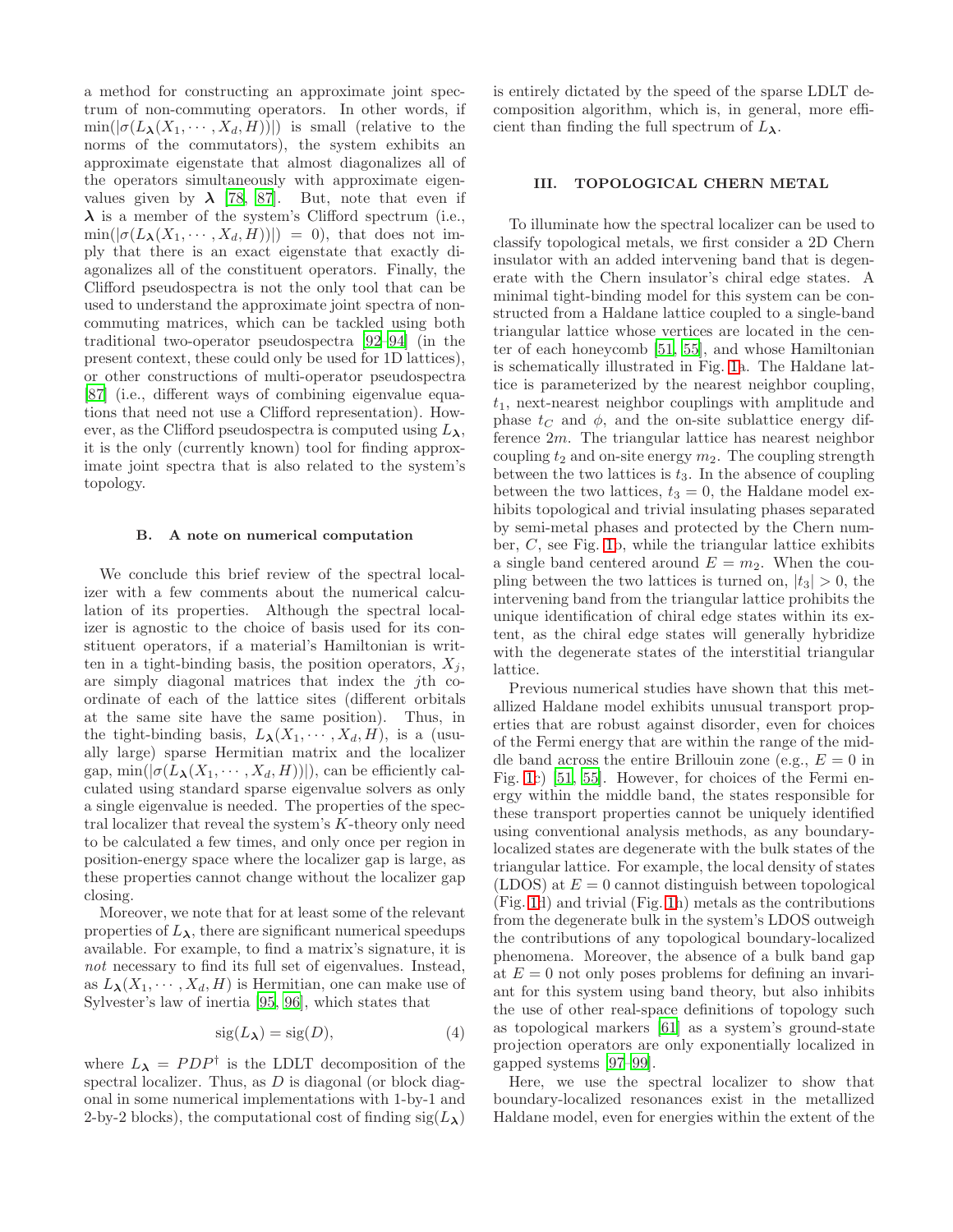a method for constructing an approximate joint spectrum of non-commuting operators. In other words, if $\min(|\sigma(L_{\boldsymbol{\lambda}}(X_1, \cdots, X_d, H))|)$ is small (relative to the norms of the commutators), the system exhibits an approximate eigenstate that almost diagonalizes all of the operators simultaneously with approximate eigenvalues given by $\boldsymbol{\lambda}$ [78, 87]. But, note that even if $\boldsymbol{\lambda}$ is a member of the system's Clifford spectrum (i.e., $\min(|\sigma(L_{\boldsymbol{\lambda}}(X_1, \cdots, X_d, H))|) = 0$), that does not imply that there is an exact eigenstate that exactly diagonalizes all of the constituent operators. Finally, the Clifford pseudospectra is not the only tool that can be used to understand the approximate joint spectra of non-commuting matrices, which can be tackled using both traditional two-operator pseudospectra [92–94] (in the present context, these could only be used for 1D lattices), or other constructions of multi-operator pseudospectra [87] (i.e., different ways of combining eigenvalue equations that need not use a Clifford representation). However, as the Clifford pseudospectra is computed using $L_{\boldsymbol{\lambda}}$, it is the only (currently known) tool for finding approximate joint spectra that is also related to the system's topology.

### B. A note on numerical computation

We conclude this brief review of the spectral localizer with a few comments about the numerical calculation of its properties. Although the spectral localizer is agnostic to the choice of basis used for its constituent operators, if a material's Hamiltonian is written in a tight-binding basis, the position operators, $X_j$, are simply diagonal matrices that index the $j$th coordinate of each of the lattice sites (different orbitals at the same site have the same position). Thus, in the tight-binding basis, $L_{\boldsymbol{\lambda}}(X_1, \cdots, X_d, H)$, is a (usually large) sparse Hermitian matrix and the localizer gap, $\min(|\sigma(L_{\boldsymbol{\lambda}}(X_1, \cdots, X_d, H))|)$, can be efficiently calculated using standard sparse eigenvalue solvers as only a single eigenvalue is needed. The properties of the spectral localizer that reveal the system's $K$-theory only need to be calculated a few times, and only once per region in position-energy space where the localizer gap is large, as these properties cannot change without the localizer gap closing.

Moreover, we note that for at least some of the relevant properties of $L_{\boldsymbol{\lambda}}$, there are significant numerical speedups available. For example, to find a matrix's signature, it is *not* necessary to find its full set of eigenvalues. Instead, as $L_{\boldsymbol{\lambda}}(X_1, \cdots, X_d, H)$ is Hermitian, one can make use of Sylvester's law of inertia [95, 96], which states that

$$\mathrm{sig}(L_{\boldsymbol{\lambda}}) = \mathrm{sig}(D), \tag{4}$$

where $L_{\boldsymbol{\lambda}} = PDP^{\dagger}$ is the LDLT decomposition of the spectral localizer. Thus, as $D$ is diagonal (or block diagonal in some numerical implementations with 1-by-1 and 2-by-2 blocks), the computational cost of finding $\mathrm{sig}(L_{\boldsymbol{\lambda}})$ is entirely dictated by the speed of the sparse LDLT decomposition algorithm, which is, in general, more efficient than finding the full spectrum of $L_{\boldsymbol{\lambda}}$.

## III. TOPOLOGICAL CHERN METAL

To illuminate how the spectral localizer can be used to classify topological metals, we first consider a 2D Chern insulator with an added intervening band that is degenerate with the Chern insulator's chiral edge states. A minimal tight-binding model for this system can be constructed from a Haldane lattice coupled to a single-band triangular lattice whose vertices are located in the center of each honeycomb [51, 55], and whose Hamiltonian is schematically illustrated in Fig. 1a. The Haldane lattice is parameterized by the nearest neighbor coupling, $t_1$, next-nearest neighbor couplings with amplitude and phase $t_C$ and $\phi$, and the on-site sublattice energy difference $2m$. The triangular lattice has nearest neighbor coupling $t_2$ and on-site energy $m_2$. The coupling strength between the two lattices is $t_3$. In the absence of coupling between the two lattices, $t_3 = 0$, the Haldane model exhibits topological and trivial insulating phases separated by semi-metal phases and protected by the Chern number, $C$, see Fig. 1b, while the triangular lattice exhibits a single band centered around $E = m_2$. When the coupling between the two lattices is turned on, $|t_3| > 0$, the intervening band from the triangular lattice prohibits the unique identification of chiral edge states within its extent, as the chiral edge states will generally hybridize with the degenerate states of the interstitial triangular lattice.

Previous numerical studies have shown that this metallized Haldane model exhibits unusual transport properties that are robust against disorder, even for choices of the Fermi energy that are within the range of the middle band across the entire Brillouin zone (e.g., $E = 0$ in Fig. 1c) [51, 55]. However, for choices of the Fermi energy within the middle band, the states responsible for these transport properties cannot be uniquely identified using conventional analysis methods, as any boundary-localized states are degenerate with the bulk states of the triangular lattice. For example, the local density of states (LDOS) at $E = 0$ cannot distinguish between topological (Fig. 1d) and trivial (Fig. 1h) metals as the contributions from the degenerate bulk in the system's LDOS outweigh the contributions of any topological boundary-localized phenomena. Moreover, the absence of a bulk band gap at $E = 0$ not only poses problems for defining an invariant for this system using band theory, but also inhibits the use of other real-space definitions of topology such as topological markers [61] as a system's ground-state projection operators are only exponentially localized in gapped systems [97–99].

Here, we use the spectral localizer to show that boundary-localized resonances exist in the metallized Haldane model, even for energies within the extent of the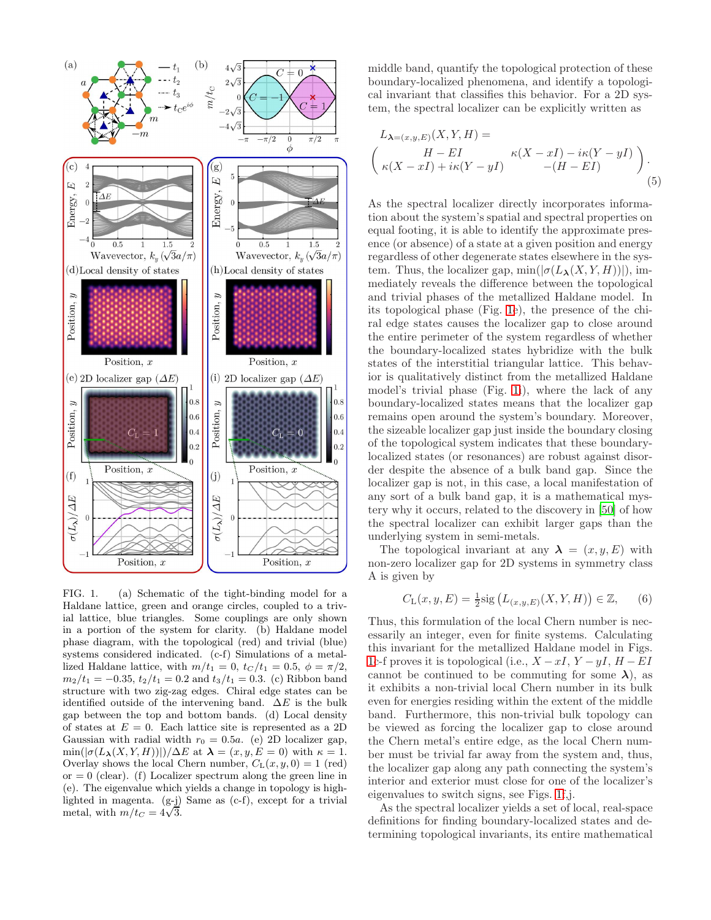FIG. 1. (a) Schematic of the tight-binding model for a Haldane lattice, green and orange circles, coupled to a trivial lattice, blue triangles. Some couplings are only shown in a portion of the system for clarity. (b) Haldane model phase diagram, with the topological (red) and trivial (blue) systems considered indicated. (c-f) Simulations of a metallized Haldane lattice, with $m/t_1 = 0$, $t_C/t_1 = 0.5$, $\phi = \pi/2$, $m_2/t_1 = -0.35$, $t_2/t_1 = 0.2$ and $t_3/t_1 = 0.3$. (c) Ribbon band structure with two zig-zag edges. Chiral edge states can be identified outside of the intervening band. $\Delta E$ is the bulk gap between the top and bottom bands. (d) Local density of states at $E = 0$. Each lattice site is represented as a 2D Gaussian with radial width $r_0 = 0.5a$. (e) 2D localizer gap, $\min(|\sigma(L_{\boldsymbol{\lambda}}(X,Y,H))|)/\Delta E$ at $\boldsymbol{\lambda} = (x, y, E = 0)$ with $\kappa = 1$. Overlay shows the local Chern number, $C_{\mathrm{L}}(x, y, 0) = 1$ (red) or $= 0$ (clear). (f) Localizer spectrum along the green line in (e). The eigenvalue which yields a change in topology is highlighted in magenta. (g-j) Same as (c-f), except for a trivial metal, with $m/t_C = 4\sqrt{3}$.

middle band, quantify the topological protection of these boundary-localized phenomena, and identify a topological invariant that classifies this behavior. For a 2D system, the spectral localizer can be explicitly written as

$$L_{\boldsymbol{\lambda}=(x,y,E)}(X,Y,H) = \begin{pmatrix} H - EI & \kappa(X - xI) - i\kappa(Y - yI) \\ \kappa(X - xI) + i\kappa(Y - yI) & -(H - EI) \end{pmatrix}. \tag{5}$$

As the spectral localizer directly incorporates information about the system's spatial and spectral properties on equal footing, it is able to identify the approximate presence (or absence) of a state at a given position and energy regardless of other degenerate states elsewhere in the system. Thus, the localizer gap, $\min(|\sigma(L_{\boldsymbol{\lambda}}(X,Y,H))|)$, immediately reveals the difference between the topological and trivial phases of the metallized Haldane model. In its topological phase (Fig. 1e), the presence of the chiral edge states causes the localizer gap to close around the entire perimeter of the system regardless of whether the boundary-localized states hybridize with the bulk states of the interstitial triangular lattice. This behavior is qualitatively distinct from the metallized Haldane model's trivial phase (Fig. 1i), where the lack of any boundary-localized states means that the localizer gap remains open around the system's boundary. Moreover, the sizeable localizer gap just inside the boundary closing of the topological system indicates that these boundary-localized states (or resonances) are robust against disorder despite the absence of a bulk band gap. Since the localizer gap is not, in this case, a local manifestation of any sort of a bulk band gap, it is a mathematical mystery why it occurs, related to the discovery in [50] of how the spectral localizer can exhibit larger gaps than the underlying system in semi-metals.

The topological invariant at any $\boldsymbol{\lambda} = (x, y, E)$ with non-zero localizer gap for 2D systems in symmetry class A is given by

$$C_{\mathrm{L}}(x, y, E) = \tfrac{1}{2}\mathrm{sig}\left(L_{(x,y,E)}(X,Y,H)\right) \in \mathbb{Z}, \tag{6}$$

Thus, this formulation of the local Chern number is necessarily an integer, even for finite systems. Calculating this invariant for the metallized Haldane model in Figs. 1c-f proves it is topological (i.e., $X - xI$, $Y - yI$, $H - EI$ cannot be continued to be commuting for some $\boldsymbol{\lambda}$), as it exhibits a non-trivial local Chern number in its bulk even for energies residing within the extent of the middle band. Furthermore, this non-trivial bulk topology can be viewed as forcing the localizer gap to close around the Chern metal's entire edge, as the local Chern number must be trivial far away from the system and, thus, the localizer gap along any path connecting the system's interior and exterior must close for one of the localizer's eigenvalues to switch signs, see Figs. 1f,j.

As the spectral localizer yields a set of local, real-space definitions for finding boundary-localized states and determining topological invariants, its entire mathematical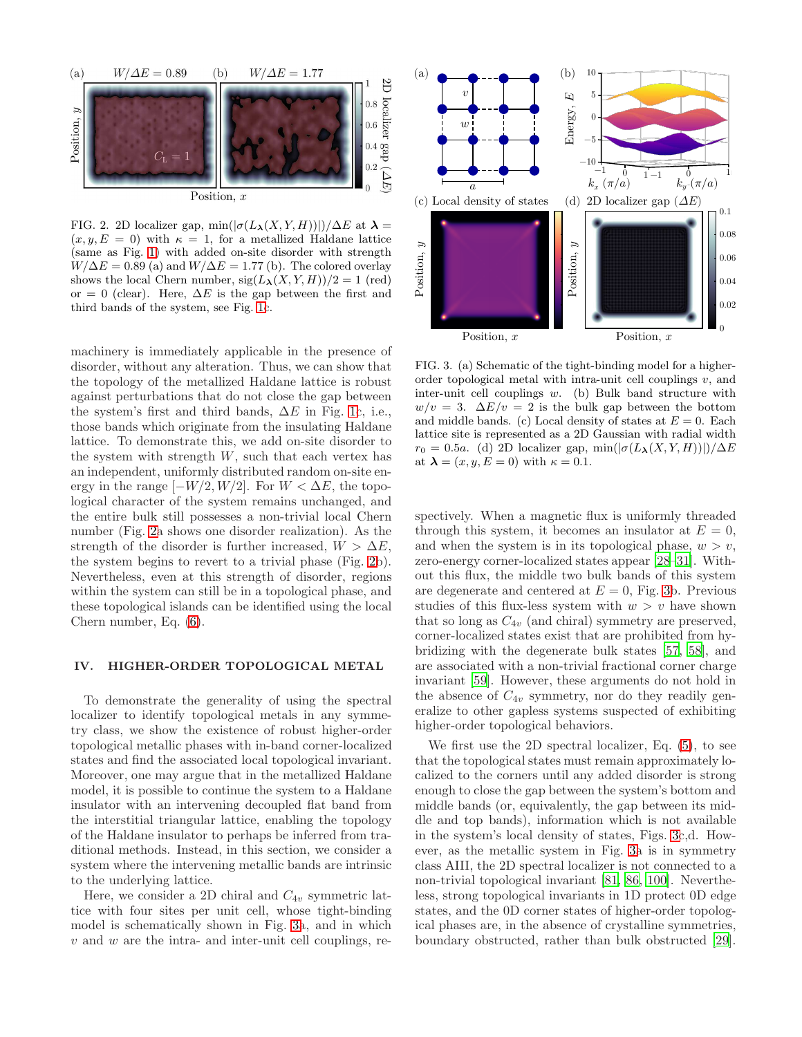FIG. 2. 2D localizer gap, $\min(|\sigma(L_{\boldsymbol{\lambda}}(X,Y,H))|)/\Delta E$ at $\boldsymbol{\lambda} = (x, y, E = 0)$ with $\kappa = 1$, for a metallized Haldane lattice (same as Fig. 1) with added on-site disorder with strength $W/\Delta E = 0.89$ (a) and $W/\Delta E = 1.77$ (b). The colored overlay shows the local Chern number, $\mathrm{sig}(L_{\boldsymbol{\lambda}}(X,Y,H))/2 = 1$ (red) or $= 0$ (clear). Here, $\Delta E$ is the gap between the first and third bands of the system, see Fig. 1c.

machinery is immediately applicable in the presence of disorder, without any alteration. Thus, we can show that the topology of the metallized Haldane lattice is robust against perturbations that do not close the gap between the system's first and third bands, $\Delta E$ in Fig. 1c, i.e., those bands which originate from the insulating Haldane lattice. To demonstrate this, we add on-site disorder to the system with strength $W$, such that each vertex has an independent, uniformly distributed random on-site energy in the range $[-W/2, W/2]$. For $W < \Delta E$, the topological character of the system remains unchanged, and the entire bulk still possesses a non-trivial local Chern number (Fig. 2a shows one disorder realization). As the strength of the disorder is further increased, $W > \Delta E$, the system begins to revert to a trivial phase (Fig. 2b). Nevertheless, even at this strength of disorder, regions within the system can still be in a topological phase, and these topological islands can be identified using the local Chern number, Eq. (6).

## IV. HIGHER-ORDER TOPOLOGICAL METAL

To demonstrate the generality of using the spectral localizer to identify topological metals in any symmetry class, we show the existence of robust higher-order topological metallic phases with in-band corner-localized states and find the associated local topological invariant. Moreover, one may argue that in the metallized Haldane model, it is possible to continue the system to a Haldane insulator with an intervening decoupled flat band from the interstitial triangular lattice, enabling the topology of the Haldane insulator to perhaps be inferred from traditional methods. Instead, in this section, we consider a system where the intervening metallic bands are intrinsic to the underlying lattice.

Here, we consider a 2D chiral and $C_{4v}$ symmetric lattice with four sites per unit cell, whose tight-binding model is schematically shown in Fig. 3a, and in which $v$ and $w$ are the intra- and inter-unit cell couplings, respectively. When a magnetic flux is uniformly threaded through this system, it becomes an insulator at $E = 0$, and when the system is in its topological phase, $w > v$, zero-energy corner-localized states appear [28–31]. Without this flux, the middle two bulk bands of this system are degenerate and centered at $E = 0$, Fig. 3b. Previous studies of this flux-less system with $w > v$ have shown that so long as $C_{4v}$ (and chiral) symmetry are preserved, corner-localized states exist that are prohibited from hybridizing with the degenerate bulk states [57, 58], and are associated with a non-trivial fractional corner charge invariant [59]. However, these arguments do not hold in the absence of $C_{4v}$ symmetry, nor do they readily generalize to other gapless systems suspected of exhibiting higher-order topological behaviors.

FIG. 3. (a) Schematic of the tight-binding model for a higher-order topological metal with intra-unit cell couplings $v$, and inter-unit cell couplings $w$. (b) Bulk band structure with $w/v = 3$. $\Delta E/v = 2$ is the bulk gap between the bottom and middle bands. (c) Local density of states at $E = 0$. Each lattice site is represented as a 2D Gaussian with radial width $r_0 = 0.5a$. (d) 2D localizer gap, $\min(|\sigma(L_{\boldsymbol{\lambda}}(X,Y,H))|)/\Delta E$ at $\boldsymbol{\lambda} = (x, y, E = 0)$ with $\kappa = 0.1$.

We first use the 2D spectral localizer, Eq. (5), to see that the topological states must remain approximately localized to the corners until any added disorder is strong enough to close the gap between the system's bottom and middle bands (or, equivalently, the gap between its middle and top bands), information which is not available in the system's local density of states, Figs. 3c,d. However, as the metallic system in Fig. 3a is in symmetry class AIII, the 2D spectral localizer is not connected to a non-trivial topological invariant [81, 86, 100]. Nevertheless, strong topological invariants in 1D protect 0D edge states, and the 0D corner states of higher-order topological phases are, in the absence of crystalline symmetries, boundary obstructed, rather than bulk obstructed [29].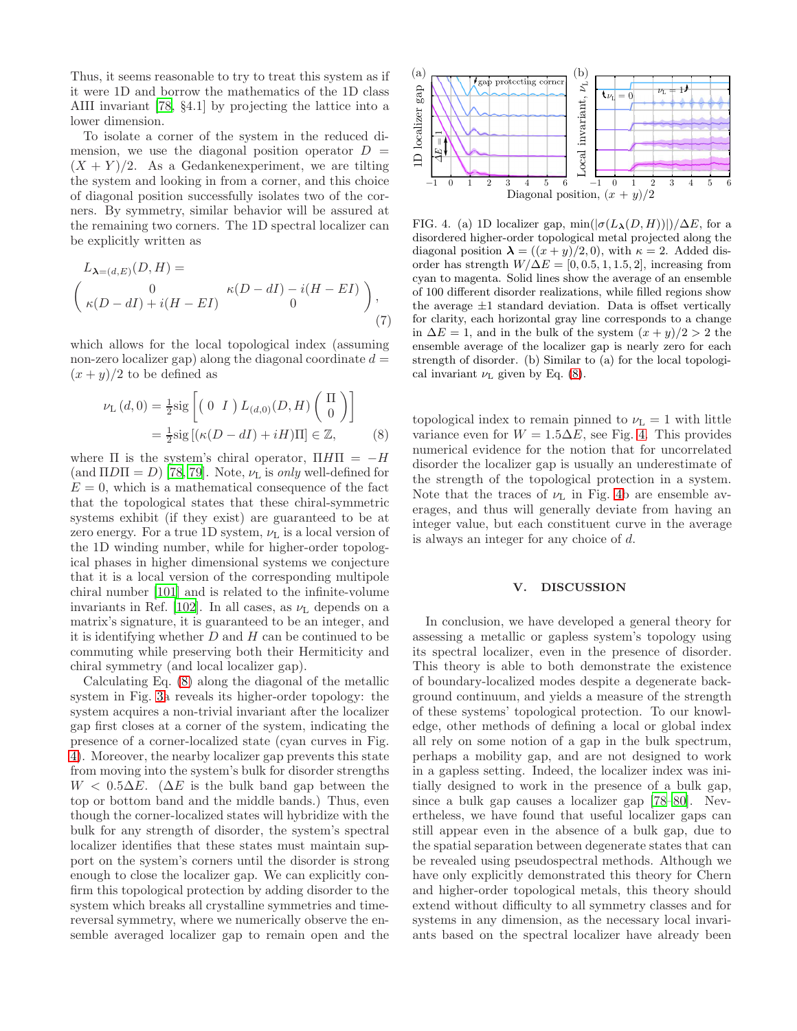Thus, it seems reasonable to try to treat this system as if it were 1D and borrow the mathematics of the 1D class AIII invariant [78, §4.1] by projecting the lattice into a lower dimension.

To isolate a corner of the system in the reduced dimension, we use the diagonal position operator $D = (X + Y)/2$. As a Gedankenexperiment, we are tilting the system and looking in from a corner, and this choice of diagonal position successfully isolates two of the corners. By symmetry, similar behavior will be assured at the remaining two corners. The 1D spectral localizer can be explicitly written as

$$L_{\boldsymbol{\lambda}=(d,E)}(D,H) = \begin{pmatrix} 0 & \kappa(D-dI) - i(H-EI) \\ \kappa(D-dI) + i(H-EI) & 0 \end{pmatrix}, \tag{7}$$

which allows for the local topological index (assuming non-zero localizer gap) along the diagonal coordinate $d = (x+y)/2$ to be defined as

$$\begin{aligned} \nu_{\mathrm{L}}(d,0) &= \tfrac{1}{2}\mathrm{sig}\left[\begin{pmatrix} 0 & I \end{pmatrix} L_{(d,0)}(D,H) \begin{pmatrix} \Pi \\ 0 \end{pmatrix}\right] \\ &= \tfrac{1}{2}\mathrm{sig}\left[(\kappa(D-dI) + iH)\Pi\right] \in \mathbb{Z}, \end{aligned} \tag{8}$$

where $\Pi$ is the system's chiral operator, $\Pi H \Pi = -H$ (and $\Pi D \Pi = D$) [78, 79]. Note, $\nu_{\mathrm{L}}$ is *only* well-defined for $E = 0$, which is a mathematical consequence of the fact that the topological states that these chiral-symmetric systems exhibit (if they exist) are guaranteed to be at zero energy. For a true 1D system, $\nu_{\mathrm{L}}$ is a local version of the 1D winding number, while for higher-order topological phases in higher dimensional systems we conjecture that it is a local version of the corresponding multipole chiral number [101] and is related to the infinite-volume invariants in Ref. [102]. In all cases, as $\nu_{\mathrm{L}}$ depends on a matrix's signature, it is guaranteed to be an integer, and it is identifying whether $D$ and $H$ can be continued to be commuting while preserving both their Hermiticity and chiral symmetry (and local localizer gap).

Calculating Eq. (8) along the diagonal of the metallic system in Fig. 3a reveals its higher-order topology: the system acquires a non-trivial invariant after the localizer gap first closes at a corner of the system, indicating the presence of a corner-localized state (cyan curves in Fig. 4). Moreover, the nearby localizer gap prevents this state from moving into the system's bulk for disorder strengths $W < 0.5\Delta E$. ($\Delta E$ is the bulk band gap between the top or bottom band and the middle bands.) Thus, even though the corner-localized states will hybridize with the bulk for any strength of disorder, the system's spectral localizer identifies that these states must maintain support on the system's corners until the disorder is strong enough to close the localizer gap. We can explicitly confirm this topological protection by adding disorder to the system which breaks all crystalline symmetries and time-reversal symmetry, where we numerically observe the ensemble averaged localizer gap to remain open and the topological index to remain pinned to $\nu_{\mathrm{L}} = 1$ with little variance even for $W = 1.5\Delta E$, see Fig. 4. This provides numerical evidence for the notion that for uncorrelated disorder the localizer gap is usually an underestimate of the strength of the topological protection in a system. Note that the traces of $\nu_{\mathrm{L}}$ in Fig. 4b are ensemble averages, and thus will generally deviate from having an integer value, but each constituent curve in the average is always an integer for any choice of $d$.

FIG. 4. (a) 1D localizer gap, $\min(|\sigma(L_{\boldsymbol{\lambda}}(D,H))|)/\Delta E$, for a disordered higher-order topological metal projected along the diagonal position $\boldsymbol{\lambda} = ((x+y)/2, 0)$, with $\kappa = 2$. Added disorder has strength $W/\Delta E = [0, 0.5, 1, 1.5, 2]$, increasing from cyan to magenta. Solid lines show the average of an ensemble of 100 different disorder realizations, while filled regions show the average $\pm 1$ standard deviation. Data is offset vertically for clarity, each horizontal gray line corresponds to a change in $\Delta E = 1$, and in the bulk of the system $(x+y)/2 > 2$ the ensemble average of the localizer gap is nearly zero for each strength of disorder. (b) Similar to (a) for the local topological invariant $\nu_{\mathrm{L}}$ given by Eq. (8).

## V. DISCUSSION

In conclusion, we have developed a general theory for assessing a metallic or gapless system's topology using its spectral localizer, even in the presence of disorder. This theory is able to both demonstrate the existence of boundary-localized modes despite a degenerate background continuum, and yields a measure of the strength of these systems' topological protection. To our knowledge, other methods of defining a local or global index all rely on some notion of a gap in the bulk spectrum, perhaps a mobility gap, and are not designed to work in a gapless setting. Indeed, the localizer index was initially designed to work in the presence of a bulk gap, since a bulk gap causes a localizer gap [78–80]. Nevertheless, we have found that useful localizer gaps can still appear even in the absence of a bulk gap, due to the spatial separation between degenerate states that can be revealed using pseudospectral methods. Although we have only explicitly demonstrated this theory for Chern and higher-order topological metals, this theory should extend without difficulty to all symmetry classes and for systems in any dimension, as the necessary local invariants based on the spectral localizer have already been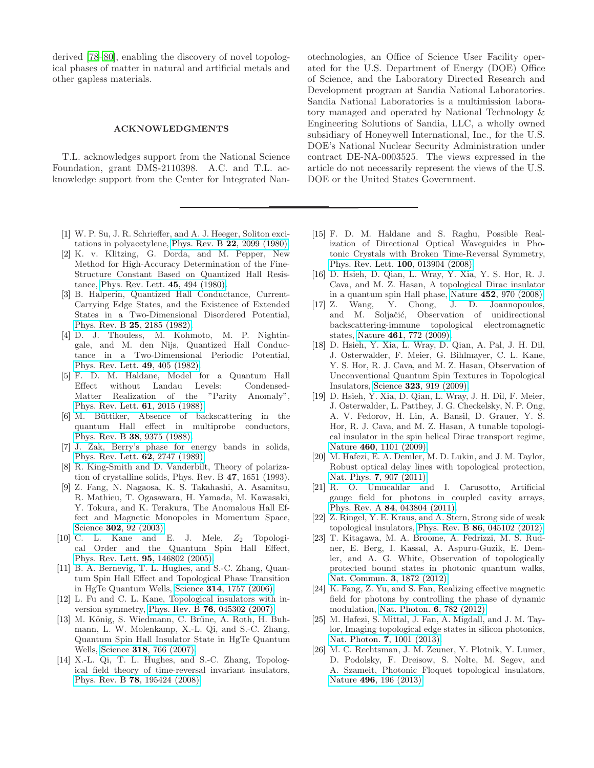derived [78–80], enabling the discovery of novel topological phases of matter in natural and artificial metals and other gapless materials.

## ACKNOWLEDGMENTS

T.L. acknowledges support from the National Science Foundation, grant DMS-2110398. A.C. and T.L. acknowledge support from the Center for Integrated Nanotechnologies, an Office of Science User Facility operated for the U.S. Department of Energy (DOE) Office of Science, and the Laboratory Directed Research and Development program at Sandia National Laboratories. Sandia National Laboratories is a multimission laboratory managed and operated by National Technology & Engineering Solutions of Sandia, LLC, a wholly owned subsidiary of Honeywell International, Inc., for the U.S. DOE's National Nuclear Security Administration under contract DE-NA-0003525. The views expressed in the article do not necessarily represent the views of the U.S. DOE or the United States Government.

---

[1] W. P. Su, J. R. Schrieffer, and A. J. Heeger, Soliton excitations in polyacetylene, Phys. Rev. B **22**, 2099 (1980).

[2] K. v. Klitzing, G. Dorda, and M. Pepper, New Method for High-Accuracy Determination of the Fine-Structure Constant Based on Quantized Hall Resistance, Phys. Rev. Lett. **45**, 494 (1980).

[3] B. Halperin, Quantized Hall Conductance, Current-Carrying Edge States, and the Existence of Extended States in a Two-Dimensional Disordered Potential, Phys. Rev. B **25**, 2185 (1982).

[4] D. J. Thouless, M. Kohmoto, M. P. Nightingale, and M. den Nijs, Quantized Hall Conductance in a Two-Dimensional Periodic Potential, Phys. Rev. Lett. **49**, 405 (1982).

[5] F. D. M. Haldane, Model for a Quantum Hall Effect without Landau Levels: Condensed-Matter Realization of the "Parity Anomaly", Phys. Rev. Lett. **61**, 2015 (1988).

[6] M. Büttiker, Absence of backscattering in the quantum Hall effect in multiprobe conductors, Phys. Rev. B **38**, 9375 (1988).

[7] J. Zak, Berry's phase for energy bands in solids, Phys. Rev. Lett. **62**, 2747 (1989).

[8] R. King-Smith and D. Vanderbilt, Theory of polarization of crystalline solids, Phys. Rev. B **47**, 1651 (1993).

[9] Z. Fang, N. Nagaosa, K. S. Takahashi, A. Asamitsu, R. Mathieu, T. Ogasawara, H. Yamada, M. Kawasaki, Y. Tokura, and K. Terakura, The Anomalous Hall Effect and Magnetic Monopoles in Momentum Space, Science **302**, 92 (2003).

[10] C. L. Kane and E. J. Mele, $Z_2$ Topological Order and the Quantum Spin Hall Effect, Phys. Rev. Lett. **95**, 146802 (2005).

[11] B. A. Bernevig, T. L. Hughes, and S.-C. Zhang, Quantum Spin Hall Effect and Topological Phase Transition in HgTe Quantum Wells, Science **314**, 1757 (2006).

[12] L. Fu and C. L. Kane, Topological insulators with inversion symmetry, Phys. Rev. B **76**, 045302 (2007).

[13] M. König, S. Wiedmann, C. Brüne, A. Roth, H. Buhmann, L. W. Molenkamp, X.-L. Qi, and S.-C. Zhang, Quantum Spin Hall Insulator State in HgTe Quantum Wells, Science **318**, 766 (2007).

[14] X.-L. Qi, T. L. Hughes, and S.-C. Zhang, Topological field theory of time-reversal invariant insulators, Phys. Rev. B **78**, 195424 (2008).

[15] F. D. M. Haldane and S. Raghu, Possible Realization of Directional Optical Waveguides in Photonic Crystals with Broken Time-Reversal Symmetry, Phys. Rev. Lett. **100**, 013904 (2008).

[16] D. Hsieh, D. Qian, L. Wray, Y. Xia, Y. S. Hor, R. J. Cava, and M. Z. Hasan, A topological Dirac insulator in a quantum spin Hall phase, Nature **452**, 970 (2008).

[17] Z. Wang, Y. Chong, J. D. Joannopoulos, and M. Soljačić, Observation of unidirectional backscattering-immune topological electromagnetic states, Nature **461**, 772 (2009).

[18] D. Hsieh, Y. Xia, L. Wray, D. Qian, A. Pal, J. H. Dil, J. Osterwalder, F. Meier, G. Bihlmayer, C. L. Kane, Y. S. Hor, R. J. Cava, and M. Z. Hasan, Observation of Unconventional Quantum Spin Textures in Topological Insulators, Science **323**, 919 (2009).

[19] D. Hsieh, Y. Xia, D. Qian, L. Wray, J. H. Dil, F. Meier, J. Osterwalder, L. Patthey, J. G. Checkelsky, N. P. Ong, A. V. Fedorov, H. Lin, A. Bansil, D. Grauer, Y. S. Hor, R. J. Cava, and M. Z. Hasan, A tunable topological insulator in the spin helical Dirac transport regime, Nature **460**, 1101 (2009).

[20] M. Hafezi, E. A. Demler, M. D. Lukin, and J. M. Taylor, Robust optical delay lines with topological protection, Nat. Phys. **7**, 907 (2011).

[21] R. O. Umucalılar and I. Carusotto, Artificial gauge field for photons in coupled cavity arrays, Phys. Rev. A **84**, 043804 (2011).

[22] Z. Ringel, Y. E. Kraus, and A. Stern, Strong side of weak topological insulators, Phys. Rev. B **86**, 045102 (2012).

[23] T. Kitagawa, M. A. Broome, A. Fedrizzi, M. S. Rudner, E. Berg, I. Kassal, A. Aspuru-Guzik, E. Demler, and A. G. White, Observation of topologically protected bound states in photonic quantum walks, Nat. Commun. **3**, 1872 (2012).

[24] K. Fang, Z. Yu, and S. Fan, Realizing effective magnetic field for photons by controlling the phase of dynamic modulation, Nat. Photon. **6**, 782 (2012).

[25] M. Hafezi, S. Mittal, J. Fan, A. Migdall, and J. M. Taylor, Imaging topological edge states in silicon photonics, Nat. Photon. **7**, 1001 (2013).

[26] M. C. Rechtsman, J. M. Zeuner, Y. Plotnik, Y. Lumer, D. Podolsky, F. Dreisow, S. Nolte, M. Segev, and A. Szameit, Photonic Floquet topological insulators, Nature **496**, 196 (2013).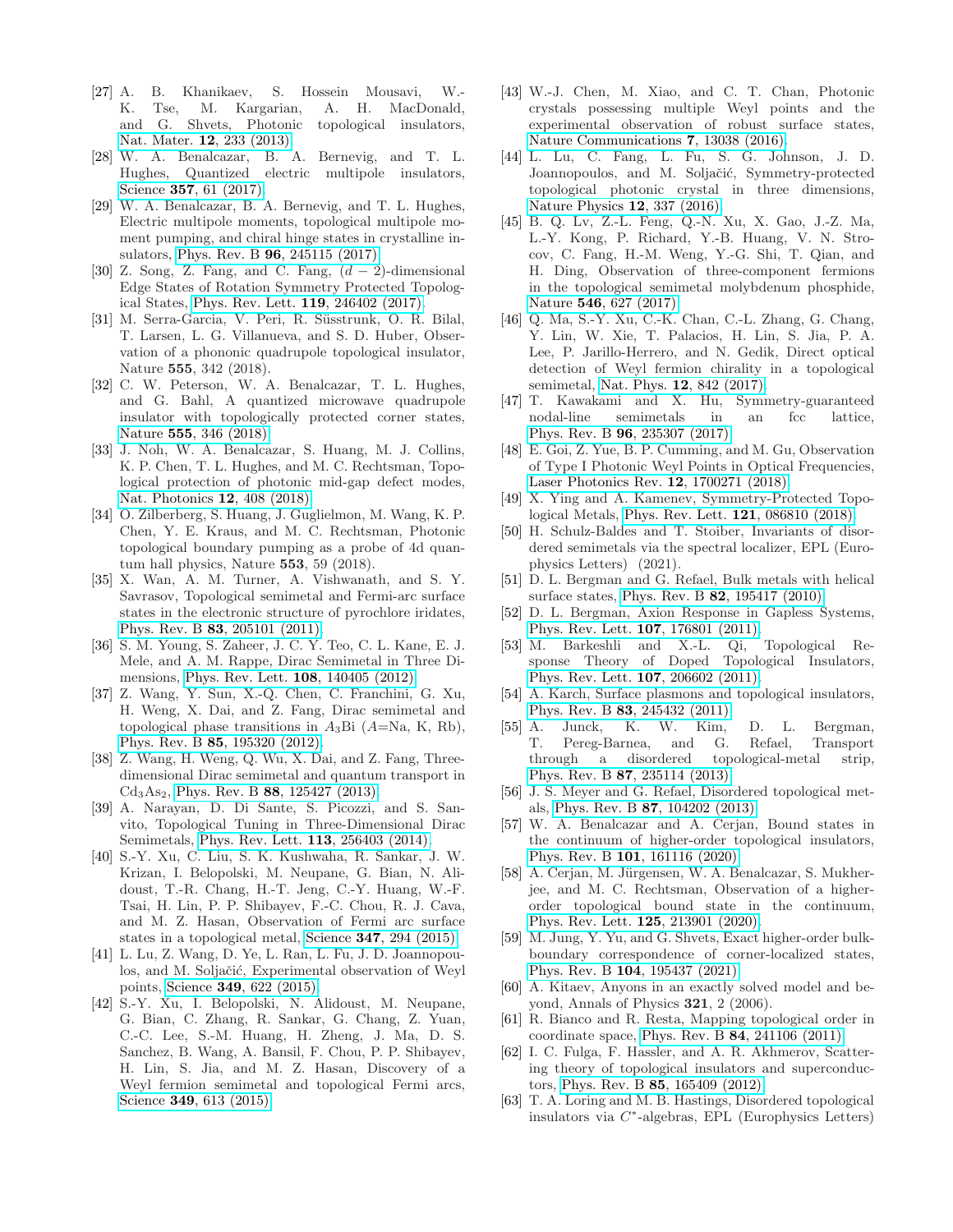[27] A. B. Khanikaev, S. Hossein Mousavi, W.-K. Tse, M. Kargarian, A. H. MacDonald, and G. Shvets, Photonic topological insulators, Nat. Mater. **12**, 233 (2013).

[28] W. A. Benalcazar, B. A. Bernevig, and T. L. Hughes, Quantized electric multipole insulators, Science **357**, 61 (2017).

[29] W. A. Benalcazar, B. A. Bernevig, and T. L. Hughes, Electric multipole moments, topological multipole moment pumping, and chiral hinge states in crystalline insulators, Phys. Rev. B **96**, 245115 (2017).

[30] Z. Song, Z. Fang, and C. Fang, $(d-2)$-dimensional Edge States of Rotation Symmetry Protected Topological States, Phys. Rev. Lett. **119**, 246402 (2017).

[31] M. Serra-Garcia, V. Peri, R. Süsstrunk, O. R. Bilal, T. Larsen, L. G. Villanueva, and S. D. Huber, Observation of a phononic quadrupole topological insulator, Nature **555**, 342 (2018).

[32] C. W. Peterson, W. A. Benalcazar, T. L. Hughes, and G. Bahl, A quantized microwave quadrupole insulator with topologically protected corner states, Nature **555**, 346 (2018).

[33] J. Noh, W. A. Benalcazar, S. Huang, M. J. Collins, K. P. Chen, T. L. Hughes, and M. C. Rechtsman, Topological protection of photonic mid-gap defect modes, Nat. Photonics **12**, 408 (2018).

[34] O. Zilberberg, S. Huang, J. Guglielmon, M. Wang, K. P. Chen, Y. E. Kraus, and M. C. Rechtsman, Photonic topological boundary pumping as a probe of 4d quantum hall physics, Nature **553**, 59 (2018).

[35] X. Wan, A. M. Turner, A. Vishwanath, and S. Y. Savrasov, Topological semimetal and Fermi-arc surface states in the electronic structure of pyrochlore iridates, Phys. Rev. B **83**, 205101 (2011).

[36] S. M. Young, S. Zaheer, J. C. Y. Teo, C. L. Kane, E. J. Mele, and A. M. Rappe, Dirac Semimetal in Three Dimensions, Phys. Rev. Lett. **108**, 140405 (2012).

[37] Z. Wang, Y. Sun, X.-Q. Chen, C. Franchini, G. Xu, H. Weng, X. Dai, and Z. Fang, Dirac semimetal and topological phase transitions in $A_3$Bi ($A$=Na, K, Rb), Phys. Rev. B **85**, 195320 (2012).

[38] Z. Wang, H. Weng, Q. Wu, X. Dai, and Z. Fang, Three-dimensional Dirac semimetal and quantum transport in $Cd_3As_2$, Phys. Rev. B **88**, 125427 (2013).

[39] A. Narayan, D. Di Sante, S. Picozzi, and S. Sanvito, Topological Tuning in Three-Dimensional Dirac Semimetals, Phys. Rev. Lett. **113**, 256403 (2014).

[40] S.-Y. Xu, C. Liu, S. K. Kushwaha, R. Sankar, J. W. Krizan, I. Belopolski, M. Neupane, G. Bian, N. Alidoust, T.-R. Chang, H.-T. Jeng, C.-Y. Huang, W.-F. Tsai, H. Lin, P. P. Shibayev, F.-C. Chou, R. J. Cava, and M. Z. Hasan, Observation of Fermi arc surface states in a topological metal, Science **347**, 294 (2015).

[41] L. Lu, Z. Wang, D. Ye, L. Ran, L. Fu, J. D. Joannopoulos, and M. Soljačić, Experimental observation of Weyl points, Science **349**, 622 (2015).

[42] S.-Y. Xu, I. Belopolski, N. Alidoust, M. Neupane, G. Bian, C. Zhang, R. Sankar, G. Chang, Z. Yuan, C.-C. Lee, S.-M. Huang, H. Zheng, J. Ma, D. S. Sanchez, B. Wang, A. Bansil, F. Chou, P. P. Shibayev, H. Lin, S. Jia, and M. Z. Hasan, Discovery of a Weyl fermion semimetal and topological Fermi arcs, Science **349**, 613 (2015).

[43] W.-J. Chen, M. Xiao, and C. T. Chan, Photonic crystals possessing multiple Weyl points and the experimental observation of robust surface states, Nature Communications **7**, 13038 (2016).

[44] L. Lu, C. Fang, L. Fu, S. G. Johnson, J. D. Joannopoulos, and M. Soljačić, Symmetry-protected topological photonic crystal in three dimensions, Nature Physics **12**, 337 (2016).

[45] B. Q. Lv, Z.-L. Feng, Q.-N. Xu, X. Gao, J.-Z. Ma, L.-Y. Kong, P. Richard, Y.-B. Huang, V. N. Strocov, C. Fang, H.-M. Weng, Y.-G. Shi, T. Qian, and H. Ding, Observation of three-component fermions in the topological semimetal molybdenum phosphide, Nature **546**, 627 (2017).

[46] Q. Ma, S.-Y. Xu, C.-K. Chan, C.-L. Zhang, G. Chang, Y. Lin, W. Xie, T. Palacios, H. Lin, S. Jia, P. A. Lee, P. Jarillo-Herrero, and N. Gedik, Direct optical detection of Weyl fermion chirality in a topological semimetal, Nat. Phys. **12**, 842 (2017).

[47] T. Kawakami and X. Hu, Symmetry-guaranteed nodal-line semimetals in an fcc lattice, Phys. Rev. B **96**, 235307 (2017).

[48] E. Goi, Z. Yue, B. P. Cumming, and M. Gu, Observation of Type I Photonic Weyl Points in Optical Frequencies, Laser Photonics Rev. **12**, 1700271 (2018).

[49] X. Ying and A. Kamenev, Symmetry-Protected Topological Metals, Phys. Rev. Lett. **121**, 086810 (2018).

[50] H. Schulz-Baldes and T. Stoiber, Invariants of disordered semimetals via the spectral localizer, EPL (Europhysics Letters) (2021).

[51] D. L. Bergman and G. Refael, Bulk metals with helical surface states, Phys. Rev. B **82**, 195417 (2010).

[52] D. L. Bergman, Axion Response in Gapless Systems, Phys. Rev. Lett. **107**, 176801 (2011).

[53] M. Barkeshli and X.-L. Qi, Topological Response Theory of Doped Topological Insulators, Phys. Rev. Lett. **107**, 206602 (2011).

[54] A. Karch, Surface plasmons and topological insulators, Phys. Rev. B **83**, 245432 (2011).

[55] A. Junck, K. W. Kim, D. L. Bergman, T. Pereg-Barnea, and G. Refael, Transport through a disordered topological-metal strip, Phys. Rev. B **87**, 235114 (2013).

[56] J. S. Meyer and G. Refael, Disordered topological metals, Phys. Rev. B **87**, 104202 (2013).

[57] W. A. Benalcazar and A. Cerjan, Bound states in the continuum of higher-order topological insulators, Phys. Rev. B **101**, 161116 (2020).

[58] A. Cerjan, M. Jürgensen, W. A. Benalcazar, S. Mukherjee, and M. C. Rechtsman, Observation of a higher-order topological bound state in the continuum, Phys. Rev. Lett. **125**, 213901 (2020).

[59] M. Jung, Y. Yu, and G. Shvets, Exact higher-order bulk-boundary correspondence of corner-localized states, Phys. Rev. B **104**, 195437 (2021).

[60] A. Kitaev, Anyons in an exactly solved model and beyond, Annals of Physics **321**, 2 (2006).

[61] R. Bianco and R. Resta, Mapping topological order in coordinate space, Phys. Rev. B **84**, 241106 (2011).

[62] I. C. Fulga, F. Hassler, and A. R. Akhmerov, Scattering theory of topological insulators and superconductors, Phys. Rev. B **85**, 165409 (2012).

[63] T. A. Loring and M. B. Hastings, Disordered topological insulators via $C^*$-algebras, EPL (Europhysics Letters)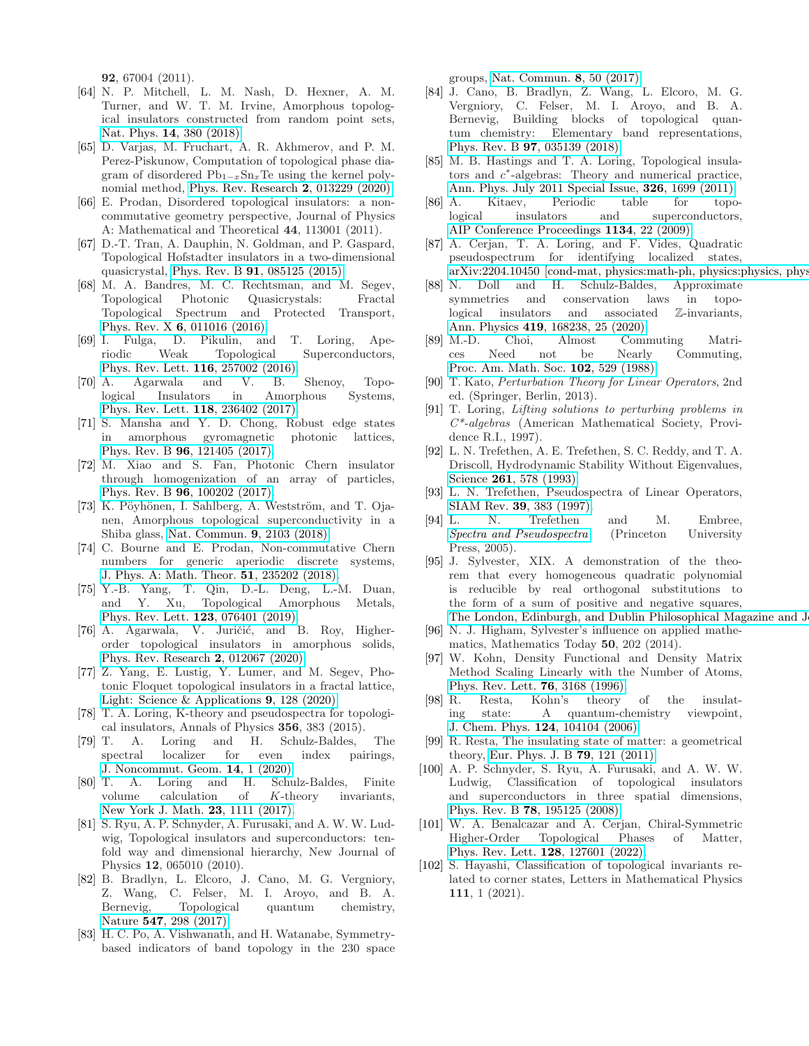**92**, 67004 (2011).

[64] N. P. Mitchell, L. M. Nash, D. Hexner, A. M. Turner, and W. T. M. Irvine, Amorphous topological insulators constructed from random point sets, Nat. Phys. **14**, 380 (2018).

[65] D. Varjas, M. Fruchart, A. R. Akhmerov, and P. M. Perez-Piskunow, Computation of topological phase diagram of disordered $Pb_{1-x}Sn_xTe$ using the kernel polynomial method, Phys. Rev. Research **2**, 013229 (2020).

[66] E. Prodan, Disordered topological insulators: a non-commutative geometry perspective, Journal of Physics A: Mathematical and Theoretical **44**, 113001 (2011).

[67] D.-T. Tran, A. Dauphin, N. Goldman, and P. Gaspard, Topological Hofstadter insulators in a two-dimensional quasicrystal, Phys. Rev. B **91**, 085125 (2015).

[68] M. A. Bandres, M. C. Rechtsman, and M. Segev, Topological Photonic Quasicrystals: Fractal Topological Spectrum and Protected Transport, Phys. Rev. X **6**, 011016 (2016).

[69] I. Fulga, D. Pikulin, and T. Loring, Aperiodic Weak Topological Superconductors, Phys. Rev. Lett. **116**, 257002 (2016).

[70] A. Agarwala and V. B. Shenoy, Topological Insulators in Amorphous Systems, Phys. Rev. Lett. **118**, 236402 (2017).

[71] S. Mansha and Y. D. Chong, Robust edge states in amorphous gyromagnetic photonic lattices, Phys. Rev. B **96**, 121405 (2017).

[72] M. Xiao and S. Fan, Photonic Chern insulator through homogenization of an array of particles, Phys. Rev. B **96**, 100202 (2017).

[73] K. Pöyhönen, I. Sahlberg, A. Westström, and T. Ojanen, Amorphous topological superconductivity in a Shiba glass, Nat. Commun. **9**, 2103 (2018).

[74] C. Bourne and E. Prodan, Non-commutative Chern numbers for generic aperiodic discrete systems, J. Phys. A: Math. Theor. **51**, 235202 (2018).

[75] Y.-B. Yang, T. Qin, D.-L. Deng, L.-M. Duan, and Y. Xu, Topological Amorphous Metals, Phys. Rev. Lett. **123**, 076401 (2019).

[76] A. Agarwala, V. Juričić, and B. Roy, Higher-order topological insulators in amorphous solids, Phys. Rev. Research **2**, 012067 (2020).

[77] Z. Yang, E. Lustig, Y. Lumer, and M. Segev, Photonic Floquet topological insulators in a fractal lattice, Light: Science & Applications **9**, 128 (2020).

[78] T. A. Loring, K-theory and pseudospectra for topological insulators, Annals of Physics **356**, 383 (2015).

[79] T. A. Loring and H. Schulz-Baldes, The spectral localizer for even index pairings, J. Noncommut. Geom. **14**, 1 (2020).

[80] T. A. Loring and H. Schulz-Baldes, Finite volume calculation of $K$-theory invariants, New York J. Math. **23**, 1111 (2017).

[81] S. Ryu, A. P. Schnyder, A. Furusaki, and A. W. W. Ludwig, Topological insulators and superconductors: tenfold way and dimensional hierarchy, New Journal of Physics **12**, 065010 (2010).

[82] B. Bradlyn, L. Elcoro, J. Cano, M. G. Vergniory, Z. Wang, C. Felser, M. I. Aroyo, and B. A. Bernevig, Topological quantum chemistry, Nature **547**, 298 (2017).

[83] H. C. Po, A. Vishwanath, and H. Watanabe, Symmetry-based indicators of band topology in the 230 space groups, Nat. Commun. **8**, 50 (2017).

[84] J. Cano, B. Bradlyn, Z. Wang, L. Elcoro, M. G. Vergniory, C. Felser, M. I. Aroyo, and B. A. Bernevig, Building blocks of topological quantum chemistry: Elementary band representations, Phys. Rev. B **97**, 035139 (2018).

[85] M. B. Hastings and T. A. Loring, Topological insulators and $c^*$-algebras: Theory and numerical practice, Ann. Phys. July 2011 Special Issue, **326**, 1699 (2011).

[86] A. Kitaev, Periodic table for topological insulators and superconductors, AIP Conference Proceedings **1134**, 22 (2009).

[87] A. Cerjan, T. A. Loring, and F. Vides, Quadratic pseudospectrum for identifying localized states, arXiv:2204.10450 [cond-mat, physics:math-ph, physics:physics, phys

[88] N. Doll and H. Schulz-Baldes, Approximate symmetries and conservation laws in topological insulators and associated $\mathbb{Z}$-invariants, Ann. Physics **419**, 168238, 25 (2020).

[89] M.-D. Choi, Almost Commuting Matrices Need not be Nearly Commuting, Proc. Am. Math. Soc. **102**, 529 (1988).

[90] T. Kato, *Perturbation Theory for Linear Operators*, 2nd ed. (Springer, Berlin, 2013).

[91] T. Loring, *Lifting solutions to perturbing problems in $C^*$-algebras* (American Mathematical Society, Providence R.I., 1997).

[92] L. N. Trefethen, A. E. Trefethen, S. C. Reddy, and T. A. Driscoll, Hydrodynamic Stability Without Eigenvalues, Science **261**, 578 (1993).

[93] L. N. Trefethen, Pseudospectra of Linear Operators, SIAM Rev. **39**, 383 (1997).

[94] L. N. Trefethen and M. Embree, *Spectra and Pseudospectra* (Princeton University Press, 2005).

[95] J. Sylvester, XIX. A demonstration of the theorem that every homogeneous quadratic polynomial is reducible by real orthogonal substitutions to the form of a sum of positive and negative squares, The London, Edinburgh, and Dublin Philosophical Magazine and J

[96] N. J. Higham, Sylvester's influence on applied mathematics, Mathematics Today **50**, 202 (2014).

[97] W. Kohn, Density Functional and Density Matrix Method Scaling Linearly with the Number of Atoms, Phys. Rev. Lett. **76**, 3168 (1996).

[98] R. Resta, Kohn's theory of the insulating state: A quantum-chemistry viewpoint, J. Chem. Phys. **124**, 104104 (2006).

[99] R. Resta, The insulating state of matter: a geometrical theory, Eur. Phys. J. B **79**, 121 (2011).

[100] A. P. Schnyder, S. Ryu, A. Furusaki, and A. W. W. Ludwig, Classification of topological insulators and superconductors in three spatial dimensions, Phys. Rev. B **78**, 195125 (2008).

[101] W. A. Benalcazar and A. Cerjan, Chiral-Symmetric Higher-Order Topological Phases of Matter, Phys. Rev. Lett. **128**, 127601 (2022).

[102] S. Hayashi, Classification of topological invariants related to corner states, Letters in Mathematical Physics **111**, 1 (2021).